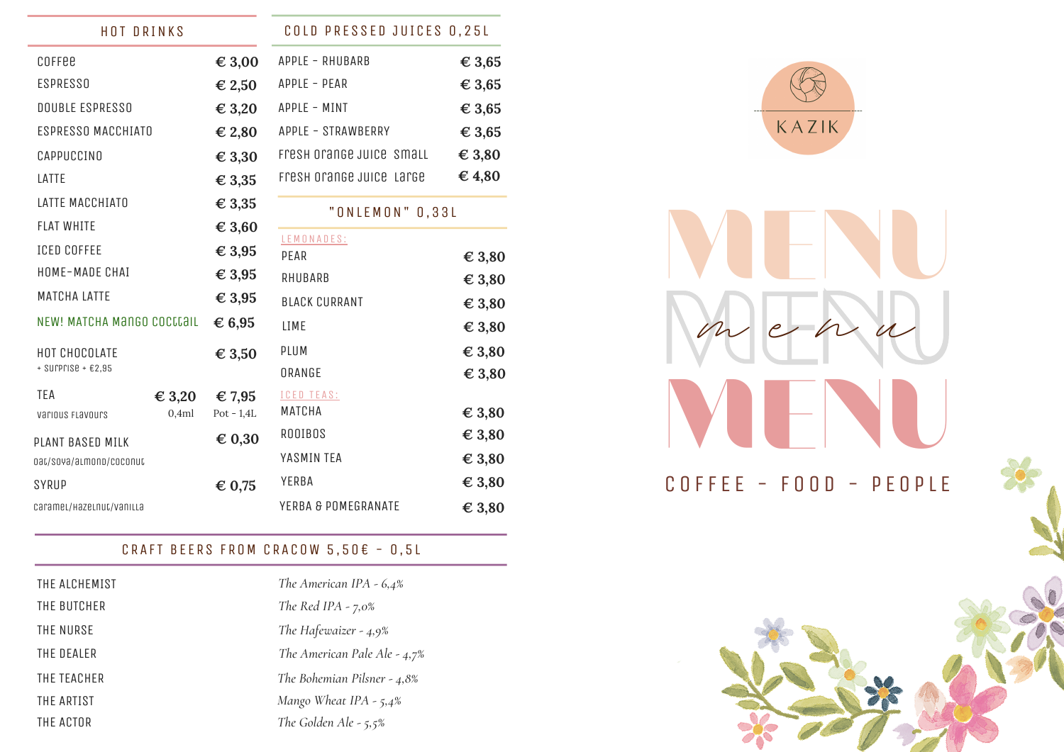## HOT DRINKS

| | |
|---|---|
| COFFEE | € 3,00 |
| ESPRESSO | € 2,50 |
| DOUBLE ESPRESSO | € 3,20 |
| ESPRESSO MACCHIATO | € 2,80 |
| CAPPUCCINO | € 3,30 |
| LATTE | € 3,35 |
| LATTE MACCHIATO | € 3,35 |
| FLAT WHITE | € 3,60 |
| ICED COFFEE | € 3,95 |
| HOME-MADE CHAI | € 3,95 |
| MATCHA LATTE | € 3,95 |
| NEW! MATCHA MANGO COCKTAIL | € 6,95 |
| HOT CHOCOLATE<br>+ surprise + €2,95 | € 3,50 |

| | 0,4ml | Pot - 1,4L |
|---|---|---|
| TEA<br>various flavours | € 3,20 | € 7,95 |

| | |
|---|---|
| PLANT BASED MILK<br>oat/soya/almond/coconut | € 0,30 |
| SYRUP<br>caramel/hazelnut/vanilla | € 0,75 |

## COLD PRESSED JUICES 0,25L

| | |
|---|---|
| APPLE - RHUBARB | € 3,65 |
| APPLE - PEAR | € 3,65 |
| APPLE - MINT | € 3,65 |
| APPLE - STRAWBERRY | € 3,65 |
| FRESH ORANGE JUICE SMALL | € 3,80 |
| FRESH ORANGE JUICE LARGE | € 4,80 |

## "ONLEMON" 0,33L

LEMONADES:

| | |
|---|---|
| PEAR | € 3,80 |
| RHUBARB | € 3,80 |
| BLACK CURRANT | € 3,80 |
| LIME | € 3,80 |
| PLUM | € 3,80 |
| ORANGE | € 3,80 |

ICED TEAS:

| | |
|---|---|
| MATCHA | € 3,80 |
| ROOIBOS | € 3,80 |
| YASMIN TEA | € 3,80 |
| YERBA | € 3,80 |
| YERBA & POMEGRANATE | € 3,80 |

## CRAFT BEERS FROM CRACOW 5,50€ - 0,5L

| | |
|---|---|
| THE ALCHEMIST | *The American IPA - 6,4%* |
| THE BUTCHER | *The Red IPA - 7,0%* |
| THE NURSE | *The Hafewaizer - 4,9%* |
| THE DEALER | *The American Pale Ale - 4,7%* |
| THE TEACHER | *The Bohemian Pilsner - 4,8%* |
| THE ARTIST | *Mango Wheat IPA - 5,4%* |
| THE ACTOR | *The Golden Ale - 5,5%* |

KAZIK

# MENU

COFFEE - FOOD - PEOPLE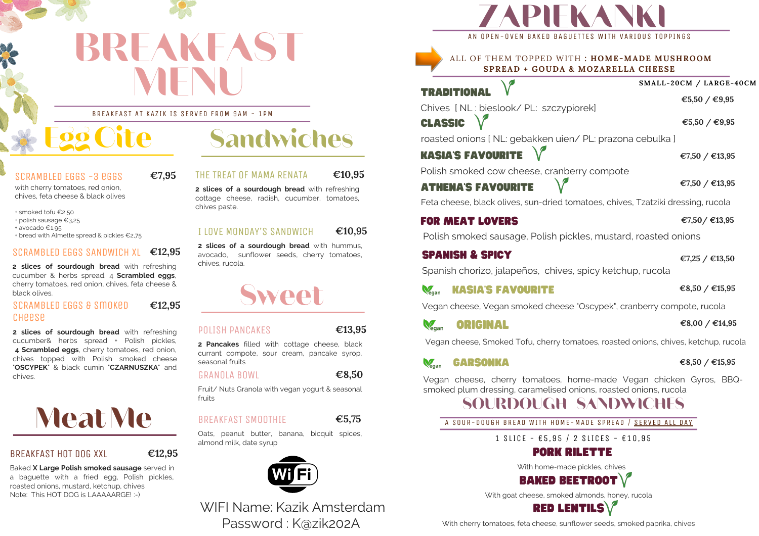# BREAKFAST MENU

BREAKFAST AT KAZIK IS SERVED FROM 9AM - 1PM

## Egg Cite

**SCRAMBLED EGGS -3 EGGS** €7,95

with cherry tomatoes, red onion, chives, feta cheese & black olives

- + smoked tofu €2,50
- + polish sausage €3,25
- + avocado €1,95
- + bread with Almette spread & pickles €2,75

**SCRAMBLED EGGS SANDWICH XL** €12,95

2 slices of **sourdough bread** with refreshing cucumber & herbs spread, 4 **Scrambled eggs**, cherry tomatoes, red onion, chives, feta cheese & black olives.

**SCRAMBLED EGGS & SMOKED CHEESE** €12,95

2 slices of **sourdough bread** with refreshing cucumber& herbs spread + Polish pickles, **4 Scrambled eggs**, cherry tomatoes, red onion, chives topped with Polish smoked cheese **"OSCYPEK"** & black cumin **"CZARNUSZKA"** and chives.

## Meat Me

**BREAKFAST HOT DOG XXL** €12,95

Baked **X Large Polish smoked sausage** served in a baguette with a fried egg, Polish pickles, roasted onions, mustard, ketchup, chives

Note: This HOT DOG is LAAAAARGE! :-)

## Sandwiches

**THE TREAT OF MAMA RENATA** €10,95

**2 slices of a sourdough bread** with refreshing cottage cheese, radish, cucumber, tomatoes, chives paste.

**I LOVE MONDAY'S SANDWICH** €10,95

**2 slices of a sourdough bread** with hummus, avocado, sunflower seeds, cherry tomatoes, chives, rucola.

## Sweet

**POLISH PANCAKES** €13,95

2 **Pancakes** filled with cottage cheese, black currant compote, sour cream, pancake syrop, seasonal fruits

**GRANOLA BOWL** €8,50

Fruit/ Nuts Granola with vegan yogurt & seasonal fruits

**BREAKFAST SMOOTHIE** €5,75

Oats, peanut butter, banana, bicquit spices, almond milk, date syrup

WIFI Name: Kazik Amsterdam
Password : K@zik202A

# ZAPIEKANKI

AN OPEN-OVEN BAKED BAGUETTES WITH VARIOUS TOPPINGS

ALL OF THEM TOPPED WITH : **HOME-MADE MUSHROOM SPREAD + GOUDA & MOZARELLA CHEESE**

SMALL-20CM / LARGE-40CM

**TRADITIONAL** €5,50 / €9,95

Chives [ NL : bieslook/ PL: szczypiorek]

**CLASSIC** €5,50 / €9,95

roasted onions [ NL: gebakken uien/ PL: prazona cebulka ]

**KASIA'S FAVOURITE** €7,50 / €13,95

Polish smoked cow cheese, cranberry compote

**ATHENA'S FAVOURITE** €7,50 / €13,95

Feta cheese, black olives, sun-dried tomatoes, chives, Tzatziki dressing, rucola

**FOR MEAT LOVERS** €7,50/ €13,95

Polish smoked sausage, Polish pickles, mustard, roasted onions

**SPANISH & SPICY** €7,25 / €13,50

Spanish chorizo, jalapeños, chives, spicy ketchup, rucola

Vegan **KASIA'S FAVOURITE** €8,50 / €15,95

Vegan cheese, Vegan smoked cheese "Oscypek", cranberry compote, rucola

Vegan **ORIGINAL** €8,00 / €14,95

Vegan cheese, Smoked Tofu, cherry tomatoes, roasted onions, chives, ketchup, rucola

Vegan **GARSONKA** €8,50 / €15,95

Vegan cheese, cherry tomatoes, home-made Vegan chicken Gyros, BBQ-smoked plum dressing, caramelised onions, roasted onions, rucola

## SOURDOUGH SANDWICHES

A SOUR-DOUGH BREAD WITH HOME-MADE SPREAD / SERVED ALL DAY

1 SLICE - €5,95 / 2 SLICES - €10,95

**PORK RILETTE**

With home-made pickles, chives

**BAKED BEETROOT**

With goat cheese, smoked almonds, honey, rucola

**RED LENTILS**

With cherry tomatoes, feta cheese, sunflower seeds, smoked paprika, chives